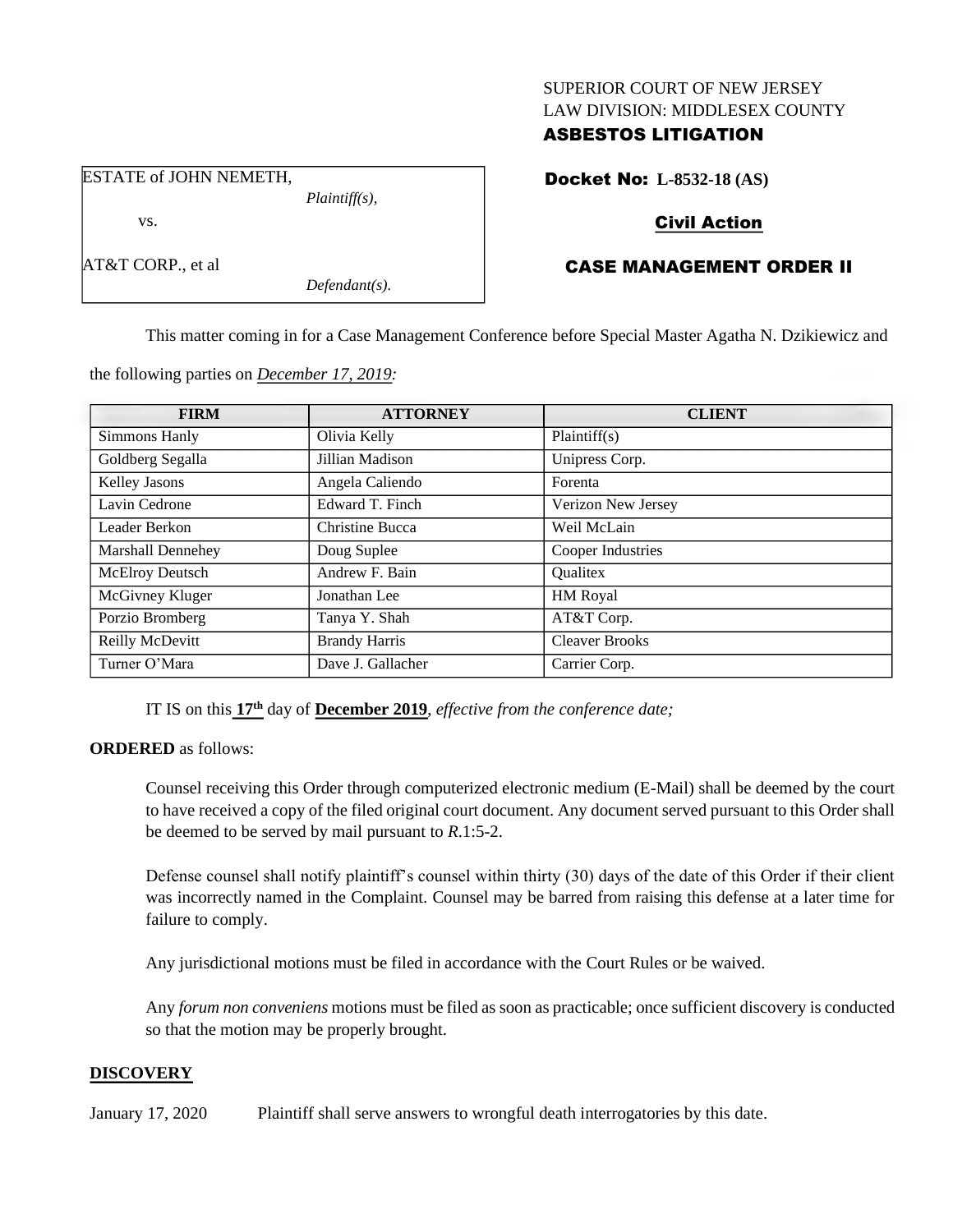SUPERIOR COURT OF NEW JERSEY
LAW DIVISION: MIDDLESEX COUNTY
**ASBESTOS LITIGATION**

ESTATE of JOHN NEMETH,
*Plaintiff(s),*

vs.

AT&T CORP., et al
*Defendant(s).*

**Docket No: L-8532-18 (AS)**

**Civil Action**

**CASE MANAGEMENT ORDER II**

This matter coming in for a Case Management Conference before Special Master Agatha N. Dzikiewicz and the following parties on *December 17, 2019:*

| FIRM | ATTORNEY | CLIENT |
|---|---|---|
| Simmons Hanly | Olivia Kelly | Plaintiff(s) |
| Goldberg Segalla | Jillian Madison | Unipress Corp. |
| Kelley Jasons | Angela Caliendo | Forenta |
| Lavin Cedrone | Edward T. Finch | Verizon New Jersey |
| Leader Berkon | Christine Bucca | Weil McLain |
| Marshall Dennehey | Doug Suplee | Cooper Industries |
| McElroy Deutsch | Andrew F. Bain | Qualitex |
| McGivney Kluger | Jonathan Lee | HM Royal |
| Porzio Bromberg | Tanya Y. Shah | AT&T Corp. |
| Reilly McDevitt | Brandy Harris | Cleaver Brooks |
| Turner O'Mara | Dave J. Gallacher | Carrier Corp. |

IT IS on this **17th** day of **December 2019**, *effective from the conference date;*

**ORDERED** as follows:

Counsel receiving this Order through computerized electronic medium (E-Mail) shall be deemed by the court to have received a copy of the filed original court document. Any document served pursuant to this Order shall be deemed to be served by mail pursuant to *R*.1:5-2.

Defense counsel shall notify plaintiff's counsel within thirty (30) days of the date of this Order if their client was incorrectly named in the Complaint. Counsel may be barred from raising this defense at a later time for failure to comply.

Any jurisdictional motions must be filed in accordance with the Court Rules or be waived.

Any *forum non conveniens* motions must be filed as soon as practicable; once sufficient discovery is conducted so that the motion may be properly brought.

**DISCOVERY**

January 17, 2020 Plaintiff shall serve answers to wrongful death interrogatories by this date.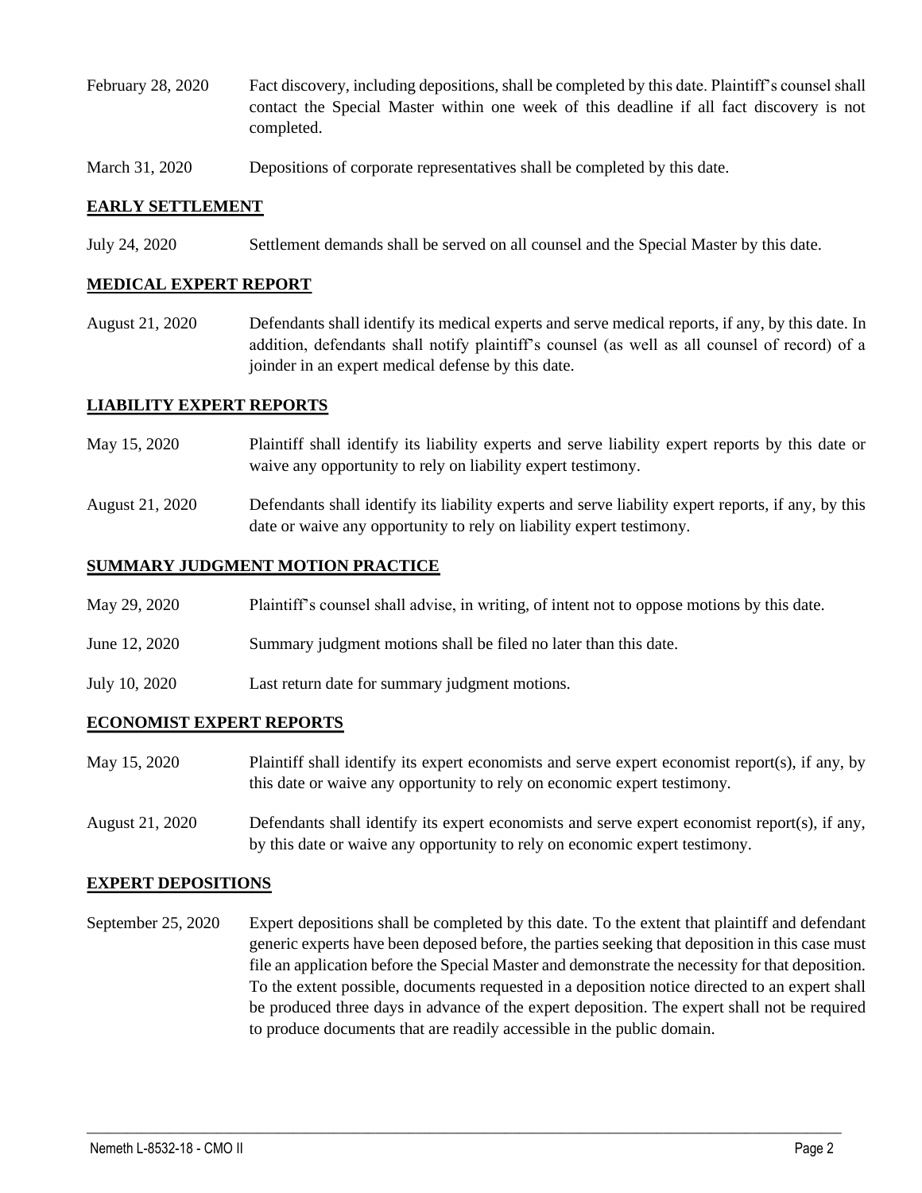| | |
|---|---|
| February 28, 2020 | Fact discovery, including depositions, shall be completed by this date. Plaintiff's counsel shall contact the Special Master within one week of this deadline if all fact discovery is not completed. |
| March 31, 2020 | Depositions of corporate representatives shall be completed by this date. |

## EARLY SETTLEMENT

| | |
|---|---|
| July 24, 2020 | Settlement demands shall be served on all counsel and the Special Master by this date. |

## MEDICAL EXPERT REPORT

| | |
|---|---|
| August 21, 2020 | Defendants shall identify its medical experts and serve medical reports, if any, by this date. In addition, defendants shall notify plaintiff's counsel (as well as all counsel of record) of a joinder in an expert medical defense by this date. |

## LIABILITY EXPERT REPORTS

| | |
|---|---|
| May 15, 2020 | Plaintiff shall identify its liability experts and serve liability expert reports by this date or waive any opportunity to rely on liability expert testimony. |
| August 21, 2020 | Defendants shall identify its liability experts and serve liability expert reports, if any, by this date or waive any opportunity to rely on liability expert testimony. |

## SUMMARY JUDGMENT MOTION PRACTICE

| | |
|---|---|
| May 29, 2020 | Plaintiff's counsel shall advise, in writing, of intent not to oppose motions by this date. |
| June 12, 2020 | Summary judgment motions shall be filed no later than this date. |
| July 10, 2020 | Last return date for summary judgment motions. |

## ECONOMIST EXPERT REPORTS

| | |
|---|---|
| May 15, 2020 | Plaintiff shall identify its expert economists and serve expert economist report(s), if any, by this date or waive any opportunity to rely on economic expert testimony. |
| August 21, 2020 | Defendants shall identify its expert economists and serve expert economist report(s), if any, by this date or waive any opportunity to rely on economic expert testimony. |

## EXPERT DEPOSITIONS

| | |
|---|---|
| September 25, 2020 | Expert depositions shall be completed by this date. To the extent that plaintiff and defendant generic experts have been deposed before, the parties seeking that deposition in this case must file an application before the Special Master and demonstrate the necessity for that deposition. To the extent possible, documents requested in a deposition notice directed to an expert shall be produced three days in advance of the expert deposition. The expert shall not be required to produce documents that are readily accessible in the public domain. |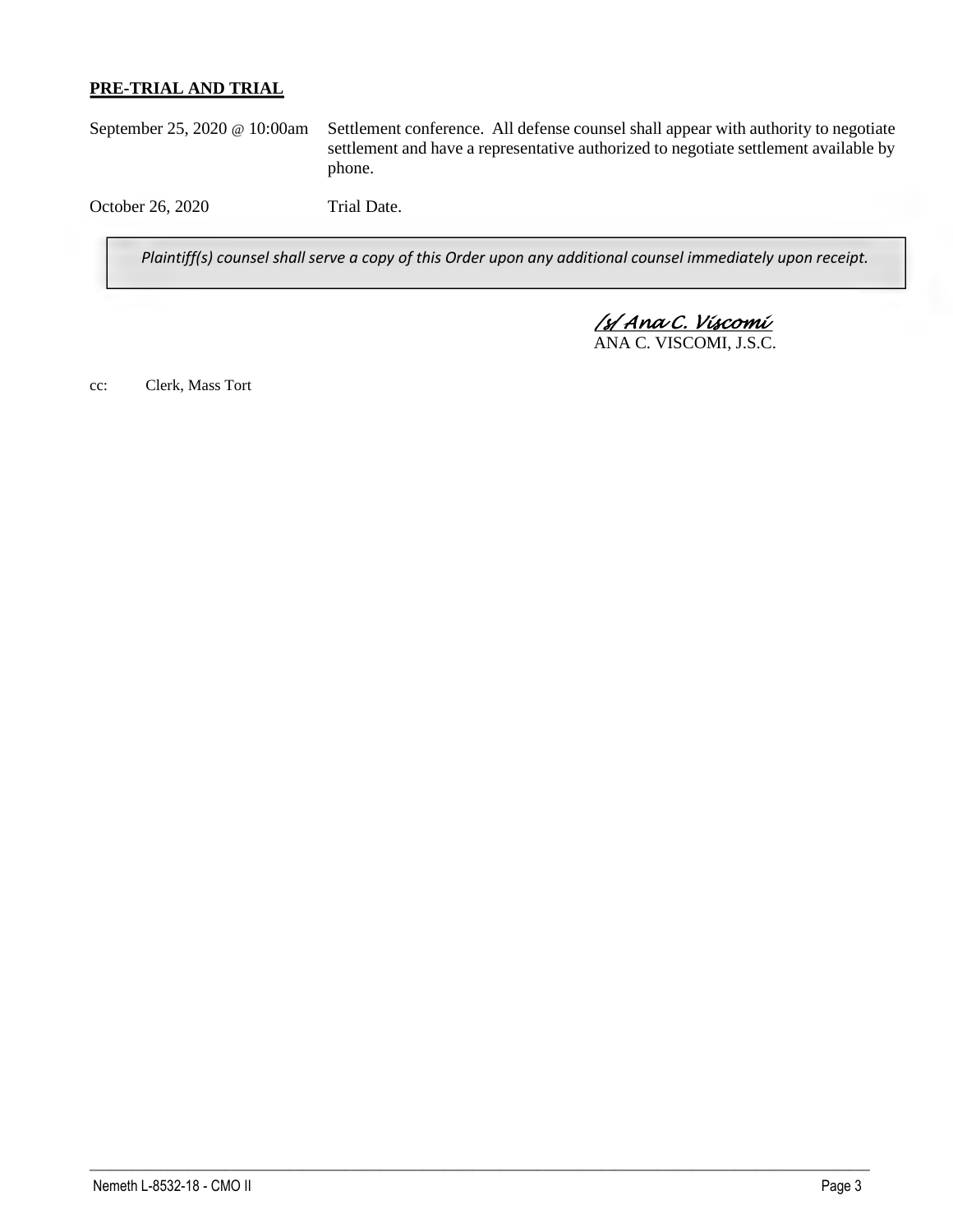**PRE-TRIAL AND TRIAL**

| | |
|---|---|
| September 25, 2020 @ 10:00am | Settlement conference. All defense counsel shall appear with authority to negotiate settlement and have a representative authorized to negotiate settlement available by phone. |
| October 26, 2020 | Trial Date. |

*Plaintiff(s) counsel shall serve a copy of this Order upon any additional counsel immediately upon receipt.*

*/s/ Ana C. Viscomi*
ANA C. VISCOMI, J.S.C.

cc: Clerk, Mass Tort